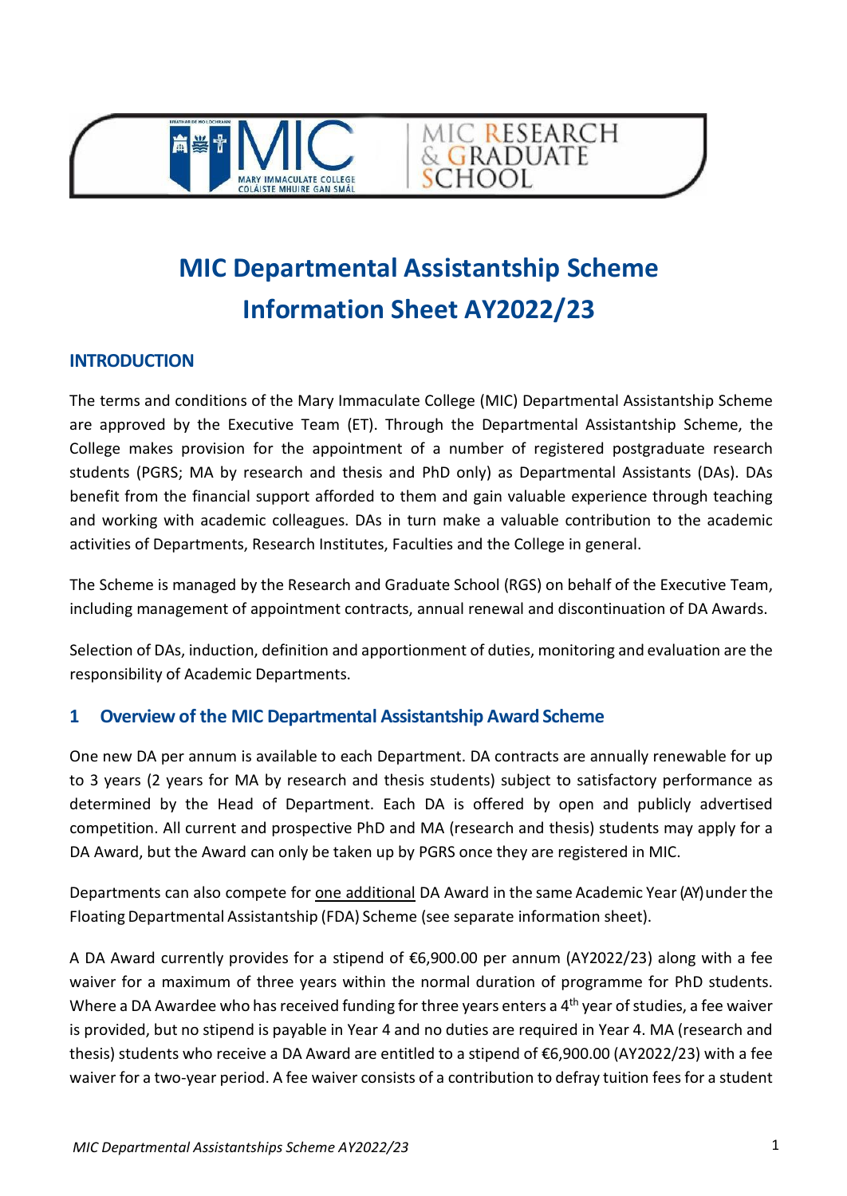# MIC Departmental Assistantship Scheme Information Sheet AY2022/23

## INTRODUCTION

The terms and conditions of the Mary Immaculate College (MIC) Departmental Assistantship Scheme are approved by the Executive Team (ET). Through the Departmental Assistantship Scheme, the College makes provision for the appointment of a number of registered postgraduate research students (PGRS; MA by research and thesis and PhD only) as Departmental Assistants (DAs). DAs benefit from the financial support afforded to them and gain valuable experience through teaching and working with academic colleagues. DAs in turn make a valuable contribution to the academic activities of Departments, Research Institutes, Faculties and the College in general.

The Scheme is managed by the Research and Graduate School (RGS) on behalf of the Executive Team, including management of appointment contracts, annual renewal and discontinuation of DA Awards.

Selection of DAs, induction, definition and apportionment of duties, monitoring and evaluation are the responsibility of Academic Departments.

## 1 Overview of the MIC Departmental Assistantship Award Scheme

One new DA per annum is available to each Department. DA contracts are annually renewable for up to 3 years (2 years for MA by research and thesis students) subject to satisfactory performance as determined by the Head of Department. Each DA is offered by open and publicly advertised competition. All current and prospective PhD and MA (research and thesis) students may apply for a DA Award, but the Award can only be taken up by PGRS once they are registered in MIC.

Departments can also compete for one additional DA Award in the same Academic Year (AY) under the Floating Departmental Assistantship (FDA) Scheme (see separate information sheet).

A DA Award currently provides for a stipend of €6,900.00 per annum (AY2022/23) along with a fee waiver for a maximum of three years within the normal duration of programme for PhD students. Where a DA Awardee who has received funding for three years enters a 4th year of studies, a fee waiver is provided, but no stipend is payable in Year 4 and no duties are required in Year 4. MA (research and thesis) students who receive a DA Award are entitled to a stipend of €6,900.00 (AY2022/23) with a fee waiver for a two-year period. A fee waiver consists of a contribution to defray tuition fees for a student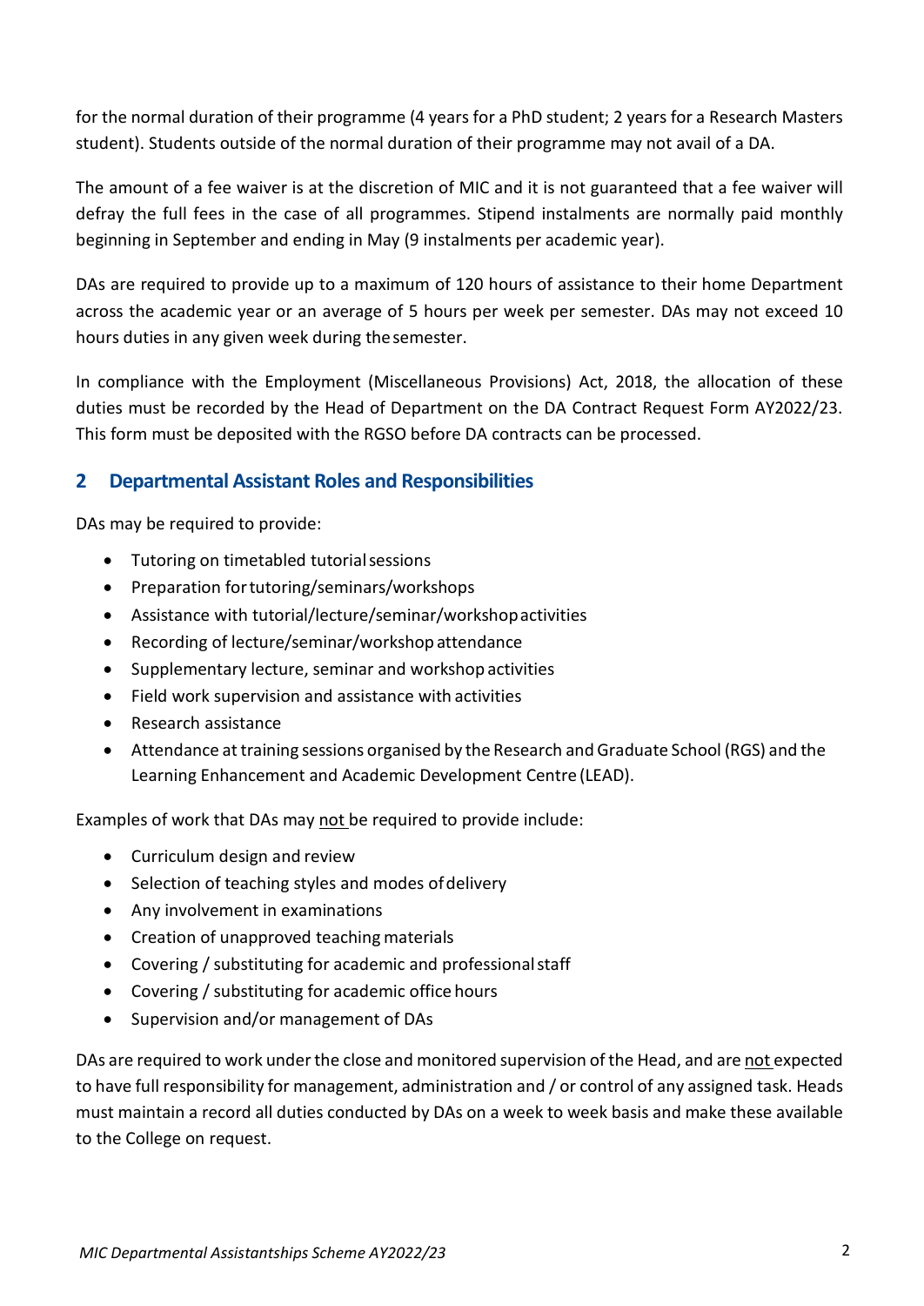for the normal duration of their programme (4 years for a PhD student; 2 years for a Research Masters student). Students outside of the normal duration of their programme may not avail of a DA.

The amount of a fee waiver is at the discretion of MIC and it is not guaranteed that a fee waiver will defray the full fees in the case of all programmes. Stipend instalments are normally paid monthly beginning in September and ending in May (9 instalments per academic year).

DAs are required to provide up to a maximum of 120 hours of assistance to their home Department across the academic year or an average of 5 hours per week per semester. DAs may not exceed 10 hours duties in any given week during the semester.

In compliance with the Employment (Miscellaneous Provisions) Act, 2018, the allocation of these duties must be recorded by the Head of Department on the DA Contract Request Form AY2022/23. This form must be deposited with the RGSO before DA contracts can be processed.

## 2 Departmental Assistant Roles and Responsibilities

DAs may be required to provide:

- Tutoring on timetabled tutorial sessions
- Preparation for tutoring/seminars/workshops
- Assistance with tutorial/lecture/seminar/workshop activities
- Recording of lecture/seminar/workshop attendance
- Supplementary lecture, seminar and workshop activities
- Field work supervision and assistance with activities
- Research assistance
- Attendance at training sessions organised by the Research and Graduate School (RGS) and the Learning Enhancement and Academic Development Centre (LEAD).

Examples of work that DAs may not be required to provide include:

- Curriculum design and review
- Selection of teaching styles and modes of delivery
- Any involvement in examinations
- Creation of unapproved teaching materials
- Covering / substituting for academic and professional staff
- Covering / substituting for academic office hours
- Supervision and/or management of DAs

DAs are required to work under the close and monitored supervision of the Head, and are not expected to have full responsibility for management, administration and / or control of any assigned task. Heads must maintain a record all duties conducted by DAs on a week to week basis and make these available to the College on request.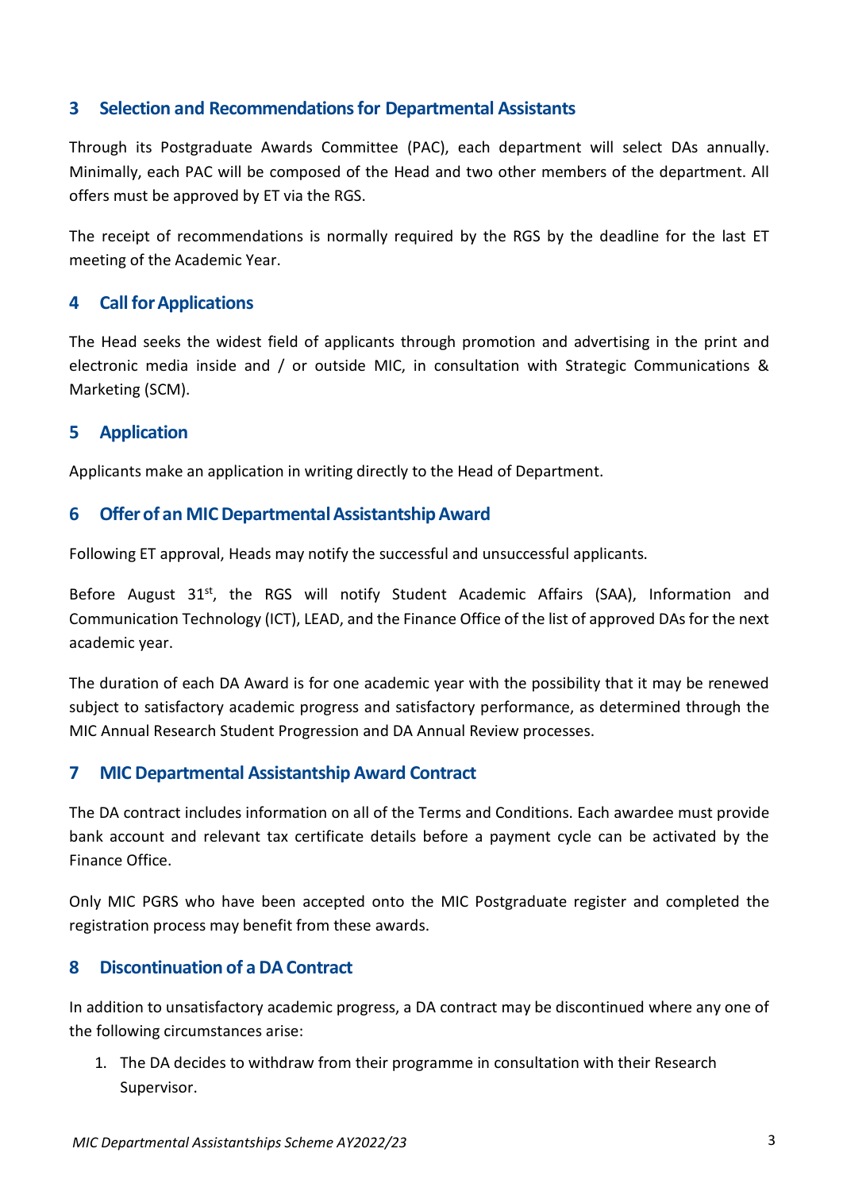## 3 Selection and Recommendations for Departmental Assistants

Through its Postgraduate Awards Committee (PAC), each department will select DAs annually. Minimally, each PAC will be composed of the Head and two other members of the department. All offers must be approved by ET via the RGS.

The receipt of recommendations is normally required by the RGS by the deadline for the last ET meeting of the Academic Year.

## 4 Call for Applications

The Head seeks the widest field of applicants through promotion and advertising in the print and electronic media inside and / or outside MIC, in consultation with Strategic Communications & Marketing (SCM).

## 5 Application

Applicants make an application in writing directly to the Head of Department.

## 6 Offer of an MIC Departmental Assistantship Award

Following ET approval, Heads may notify the successful and unsuccessful applicants.

Before August 31st, the RGS will notify Student Academic Affairs (SAA), Information and Communication Technology (ICT), LEAD, and the Finance Office of the list of approved DAs for the next academic year.

The duration of each DA Award is for one academic year with the possibility that it may be renewed subject to satisfactory academic progress and satisfactory performance, as determined through the MIC Annual Research Student Progression and DA Annual Review processes.

## 7 MIC Departmental Assistantship Award Contract

The DA contract includes information on all of the Terms and Conditions. Each awardee must provide bank account and relevant tax certificate details before a payment cycle can be activated by the Finance Office.

Only MIC PGRS who have been accepted onto the MIC Postgraduate register and completed the registration process may benefit from these awards.

## 8 Discontinuation of a DA Contract

In addition to unsatisfactory academic progress, a DA contract may be discontinued where any one of the following circumstances arise:

1. The DA decides to withdraw from their programme in consultation with their Research Supervisor.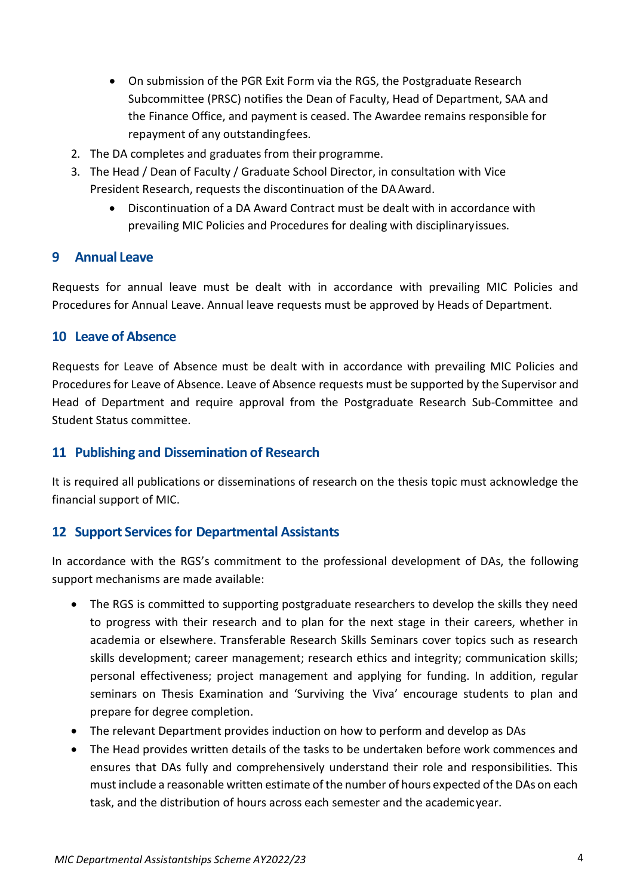- On submission of the PGR Exit Form via the RGS, the Postgraduate Research Subcommittee (PRSC) notifies the Dean of Faculty, Head of Department, SAA and the Finance Office, and payment is ceased. The Awardee remains responsible for repayment of any outstanding fees.

2. The DA completes and graduates from their programme.
3. The Head / Dean of Faculty / Graduate School Director, in consultation with Vice President Research, requests the discontinuation of the DA Award.
   - Discontinuation of a DA Award Contract must be dealt with in accordance with prevailing MIC Policies and Procedures for dealing with disciplinary issues.

## 9 Annual Leave

Requests for annual leave must be dealt with in accordance with prevailing MIC Policies and Procedures for Annual Leave. Annual leave requests must be approved by Heads of Department.

## 10 Leave of Absence

Requests for Leave of Absence must be dealt with in accordance with prevailing MIC Policies and Procedures for Leave of Absence. Leave of Absence requests must be supported by the Supervisor and Head of Department and require approval from the Postgraduate Research Sub-Committee and Student Status committee.

## 11 Publishing and Dissemination of Research

It is required all publications or disseminations of research on the thesis topic must acknowledge the financial support of MIC.

## 12 Support Services for Departmental Assistants

In accordance with the RGS's commitment to the professional development of DAs, the following support mechanisms are made available:

- The RGS is committed to supporting postgraduate researchers to develop the skills they need to progress with their research and to plan for the next stage in their careers, whether in academia or elsewhere. Transferable Research Skills Seminars cover topics such as research skills development; career management; research ethics and integrity; communication skills; personal effectiveness; project management and applying for funding. In addition, regular seminars on Thesis Examination and 'Surviving the Viva' encourage students to plan and prepare for degree completion.
- The relevant Department provides induction on how to perform and develop as DAs
- The Head provides written details of the tasks to be undertaken before work commences and ensures that DAs fully and comprehensively understand their role and responsibilities. This must include a reasonable written estimate of the number of hours expected of the DAs on each task, and the distribution of hours across each semester and the academic year.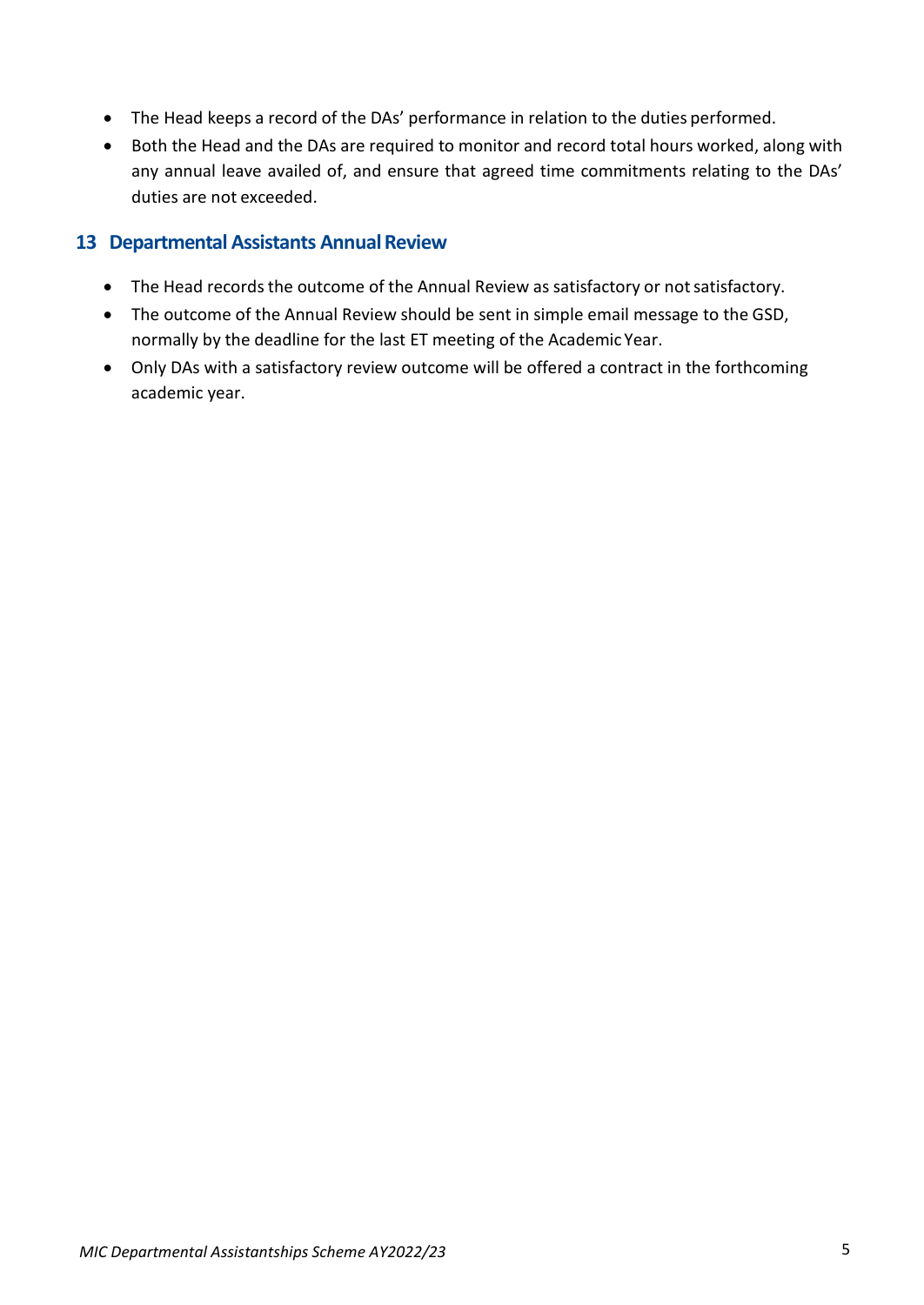- The Head keeps a record of the DAs' performance in relation to the duties performed.
- Both the Head and the DAs are required to monitor and record total hours worked, along with any annual leave availed of, and ensure that agreed time commitments relating to the DAs' duties are not exceeded.

## 13 Departmental Assistants Annual Review

- The Head records the outcome of the Annual Review as satisfactory or not satisfactory.
- The outcome of the Annual Review should be sent in simple email message to the GSD, normally by the deadline for the last ET meeting of the Academic Year.
- Only DAs with a satisfactory review outcome will be offered a contract in the forthcoming academic year.